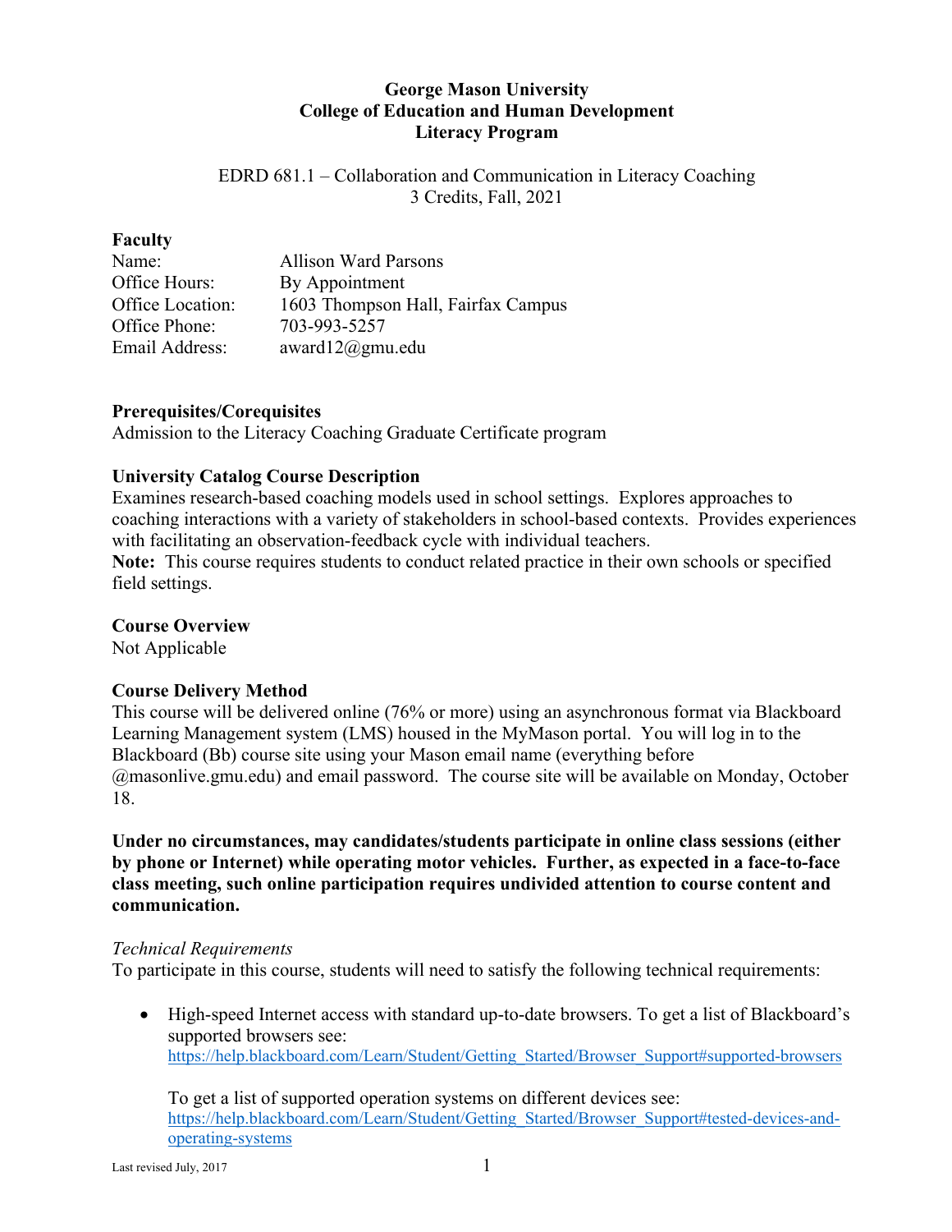**George Mason University**
**College of Education and Human Development**
**Literacy Program**

EDRD 681.1 – Collaboration and Communication in Literacy Coaching
3 Credits, Fall, 2021

**Faculty**

| | |
|---|---|
| Name: | Allison Ward Parsons |
| Office Hours: | By Appointment |
| Office Location: | 1603 Thompson Hall, Fairfax Campus |
| Office Phone: | 703-993-5257 |
| Email Address: | award12@gmu.edu |

**Prerequisites/Corequisites**
Admission to the Literacy Coaching Graduate Certificate program

**University Catalog Course Description**
Examines research-based coaching models used in school settings. Explores approaches to coaching interactions with a variety of stakeholders in school-based contexts. Provides experiences with facilitating an observation-feedback cycle with individual teachers.
**Note:** This course requires students to conduct related practice in their own schools or specified field settings.

**Course Overview**
Not Applicable

**Course Delivery Method**
This course will be delivered online (76% or more) using an asynchronous format via Blackboard Learning Management system (LMS) housed in the MyMason portal. You will log in to the Blackboard (Bb) course site using your Mason email name (everything before @masonlive.gmu.edu) and email password. The course site will be available on Monday, October 18.

**Under no circumstances, may candidates/students participate in online class sessions (either by phone or Internet) while operating motor vehicles. Further, as expected in a face-to-face class meeting, such online participation requires undivided attention to course content and communication.**

*Technical Requirements*
To participate in this course, students will need to satisfy the following technical requirements:

- High-speed Internet access with standard up-to-date browsers. To get a list of Blackboard's supported browsers see: https://help.blackboard.com/Learn/Student/Getting_Started/Browser_Support#supported-browsers

  To get a list of supported operation systems on different devices see: https://help.blackboard.com/Learn/Student/Getting_Started/Browser_Support#tested-devices-and-operating-systems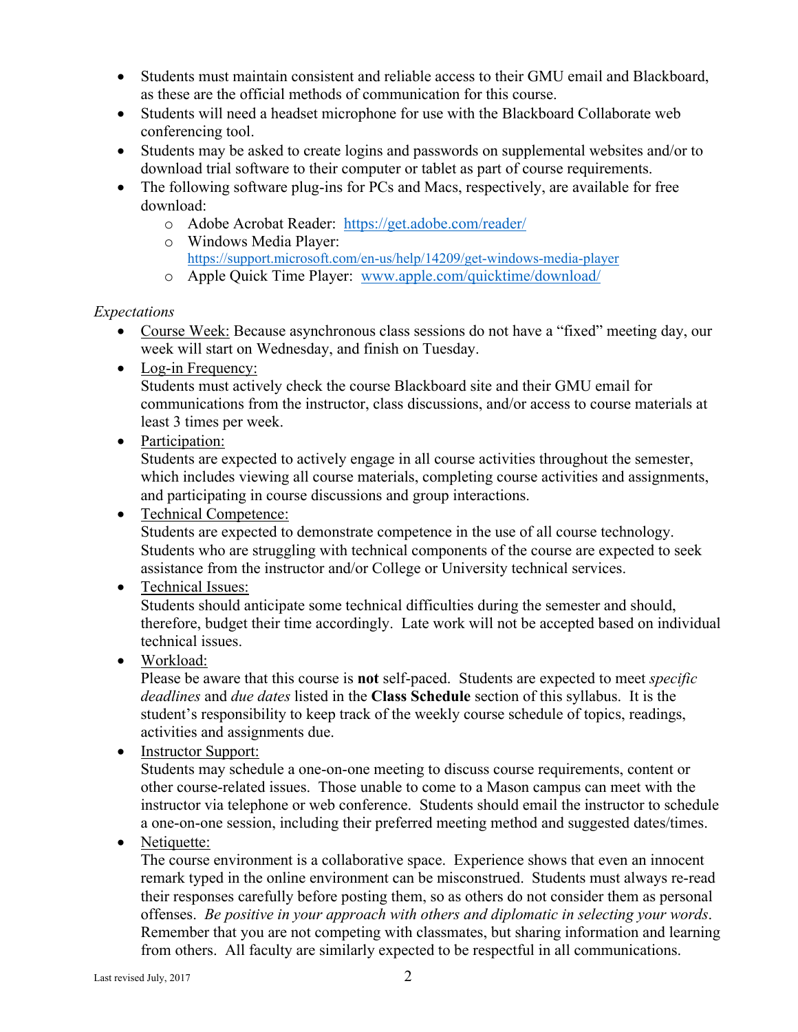- Students must maintain consistent and reliable access to their GMU email and Blackboard, as these are the official methods of communication for this course.
- Students will need a headset microphone for use with the Blackboard Collaborate web conferencing tool.
- Students may be asked to create logins and passwords on supplemental websites and/or to download trial software to their computer or tablet as part of course requirements.
- The following software plug-ins for PCs and Macs, respectively, are available for free download:
    - Adobe Acrobat Reader: https://get.adobe.com/reader/
    - Windows Media Player: https://support.microsoft.com/en-us/help/14209/get-windows-media-player
    - Apple Quick Time Player: www.apple.com/quicktime/download/

*Expectations*

- Course Week: Because asynchronous class sessions do not have a "fixed" meeting day, our week will start on Wednesday, and finish on Tuesday.
- Log-in Frequency:
  Students must actively check the course Blackboard site and their GMU email for communications from the instructor, class discussions, and/or access to course materials at least 3 times per week.
- Participation:
  Students are expected to actively engage in all course activities throughout the semester, which includes viewing all course materials, completing course activities and assignments, and participating in course discussions and group interactions.
- Technical Competence:
  Students are expected to demonstrate competence in the use of all course technology. Students who are struggling with technical components of the course are expected to seek assistance from the instructor and/or College or University technical services.
- Technical Issues:
  Students should anticipate some technical difficulties during the semester and should, therefore, budget their time accordingly. Late work will not be accepted based on individual technical issues.
- Workload:
  Please be aware that this course is **not** self-paced. Students are expected to meet *specific deadlines* and *due dates* listed in the **Class Schedule** section of this syllabus. It is the student's responsibility to keep track of the weekly course schedule of topics, readings, activities and assignments due.
- Instructor Support:
  Students may schedule a one-on-one meeting to discuss course requirements, content or other course-related issues. Those unable to come to a Mason campus can meet with the instructor via telephone or web conference. Students should email the instructor to schedule a one-on-one session, including their preferred meeting method and suggested dates/times.
- Netiquette:
  The course environment is a collaborative space. Experience shows that even an innocent remark typed in the online environment can be misconstrued. Students must always re-read their responses carefully before posting them, so as others do not consider them as personal offenses. *Be positive in your approach with others and diplomatic in selecting your words*. Remember that you are not competing with classmates, but sharing information and learning from others. All faculty are similarly expected to be respectful in all communications.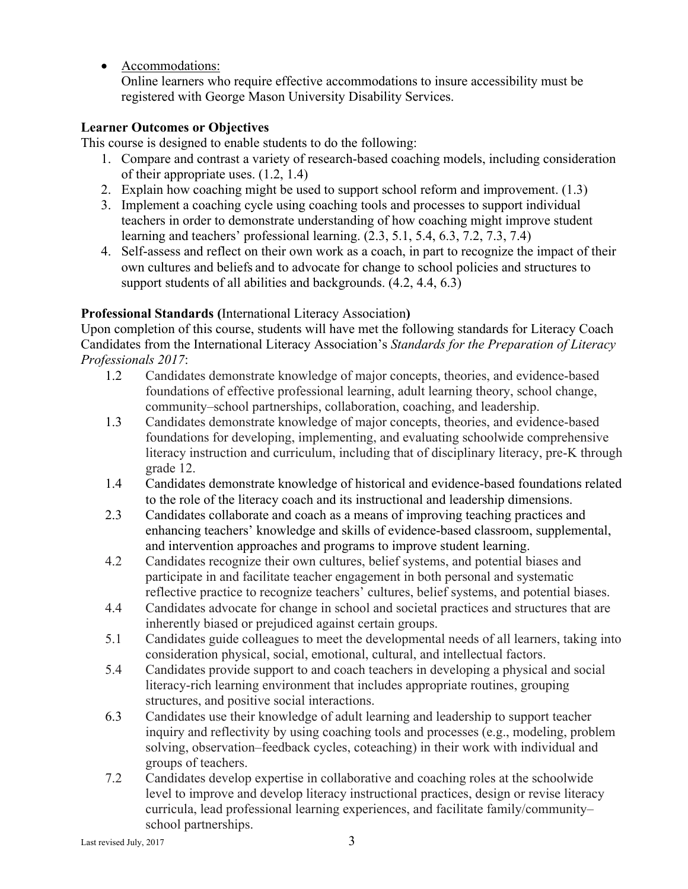- Accommodations:
  Online learners who require effective accommodations to insure accessibility must be registered with George Mason University Disability Services.

**Learner Outcomes or Objectives**

This course is designed to enable students to do the following:

1. Compare and contrast a variety of research-based coaching models, including consideration of their appropriate uses. (1.2, 1.4)
2. Explain how coaching might be used to support school reform and improvement. (1.3)
3. Implement a coaching cycle using coaching tools and processes to support individual teachers in order to demonstrate understanding of how coaching might improve student learning and teachers' professional learning. (2.3, 5.1, 5.4, 6.3, 7.2, 7.3, 7.4)
4. Self-assess and reflect on their own work as a coach, in part to recognize the impact of their own cultures and beliefs and to advocate for change to school policies and structures to support students of all abilities and backgrounds. (4.2, 4.4, 6.3)

**Professional Standards (**International Literacy Association**)**

Upon completion of this course, students will have met the following standards for Literacy Coach Candidates from the International Literacy Association's *Standards for the Preparation of Literacy Professionals 2017*:

1.2 Candidates demonstrate knowledge of major concepts, theories, and evidence-based foundations of effective professional learning, adult learning theory, school change, community–school partnerships, collaboration, coaching, and leadership.

1.3 Candidates demonstrate knowledge of major concepts, theories, and evidence-based foundations for developing, implementing, and evaluating schoolwide comprehensive literacy instruction and curriculum, including that of disciplinary literacy, pre-K through grade 12.

1.4 Candidates demonstrate knowledge of historical and evidence-based foundations related to the role of the literacy coach and its instructional and leadership dimensions.

2.3 Candidates collaborate and coach as a means of improving teaching practices and enhancing teachers' knowledge and skills of evidence-based classroom, supplemental, and intervention approaches and programs to improve student learning.

4.2 Candidates recognize their own cultures, belief systems, and potential biases and participate in and facilitate teacher engagement in both personal and systematic reflective practice to recognize teachers' cultures, belief systems, and potential biases.

4.4 Candidates advocate for change in school and societal practices and structures that are inherently biased or prejudiced against certain groups.

5.1 Candidates guide colleagues to meet the developmental needs of all learners, taking into consideration physical, social, emotional, cultural, and intellectual factors.

5.4 Candidates provide support to and coach teachers in developing a physical and social literacy-rich learning environment that includes appropriate routines, grouping structures, and positive social interactions.

6.3 Candidates use their knowledge of adult learning and leadership to support teacher inquiry and reflectivity by using coaching tools and processes (e.g., modeling, problem solving, observation–feedback cycles, coteaching) in their work with individual and groups of teachers.

7.2 Candidates develop expertise in collaborative and coaching roles at the schoolwide level to improve and develop literacy instructional practices, design or revise literacy curricula, lead professional learning experiences, and facilitate family/community–school partnerships.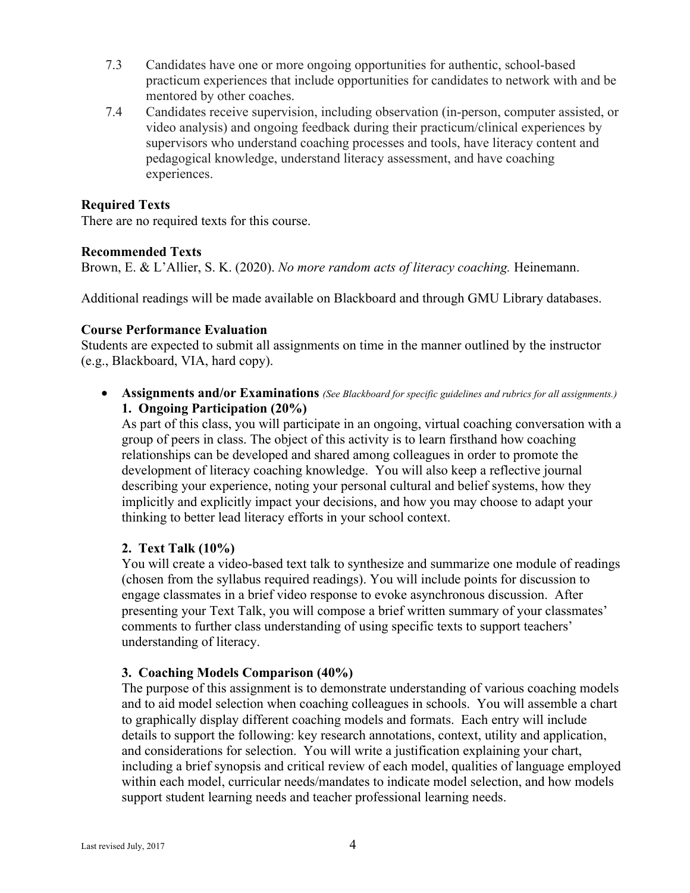7.3 Candidates have one or more ongoing opportunities for authentic, school-based practicum experiences that include opportunities for candidates to network with and be mentored by other coaches.

7.4 Candidates receive supervision, including observation (in-person, computer assisted, or video analysis) and ongoing feedback during their practicum/clinical experiences by supervisors who understand coaching processes and tools, have literacy content and pedagogical knowledge, understand literacy assessment, and have coaching experiences.

**Required Texts**

There are no required texts for this course.

**Recommended Texts**

Brown, E. & L'Allier, S. K. (2020). *No more random acts of literacy coaching.* Heinemann.

Additional readings will be made available on Blackboard and through GMU Library databases.

**Course Performance Evaluation**

Students are expected to submit all assignments on time in the manner outlined by the instructor (e.g., Blackboard, VIA, hard copy).

- **Assignments and/or Examinations** *(See Blackboard for specific guidelines and rubrics for all assignments.)*

  **1. Ongoing Participation (20%)**

  As part of this class, you will participate in an ongoing, virtual coaching conversation with a group of peers in class. The object of this activity is to learn firsthand how coaching relationships can be developed and shared among colleagues in order to promote the development of literacy coaching knowledge. You will also keep a reflective journal describing your experience, noting your personal cultural and belief systems, how they implicitly and explicitly impact your decisions, and how you may choose to adapt your thinking to better lead literacy efforts in your school context.

  **2. Text Talk (10%)**

  You will create a video-based text talk to synthesize and summarize one module of readings (chosen from the syllabus required readings). You will include points for discussion to engage classmates in a brief video response to evoke asynchronous discussion. After presenting your Text Talk, you will compose a brief written summary of your classmates' comments to further class understanding of using specific texts to support teachers' understanding of literacy.

  **3. Coaching Models Comparison (40%)**

  The purpose of this assignment is to demonstrate understanding of various coaching models and to aid model selection when coaching colleagues in schools. You will assemble a chart to graphically display different coaching models and formats. Each entry will include details to support the following: key research annotations, context, utility and application, and considerations for selection. You will write a justification explaining your chart, including a brief synopsis and critical review of each model, qualities of language employed within each model, curricular needs/mandates to indicate model selection, and how models support student learning needs and teacher professional learning needs.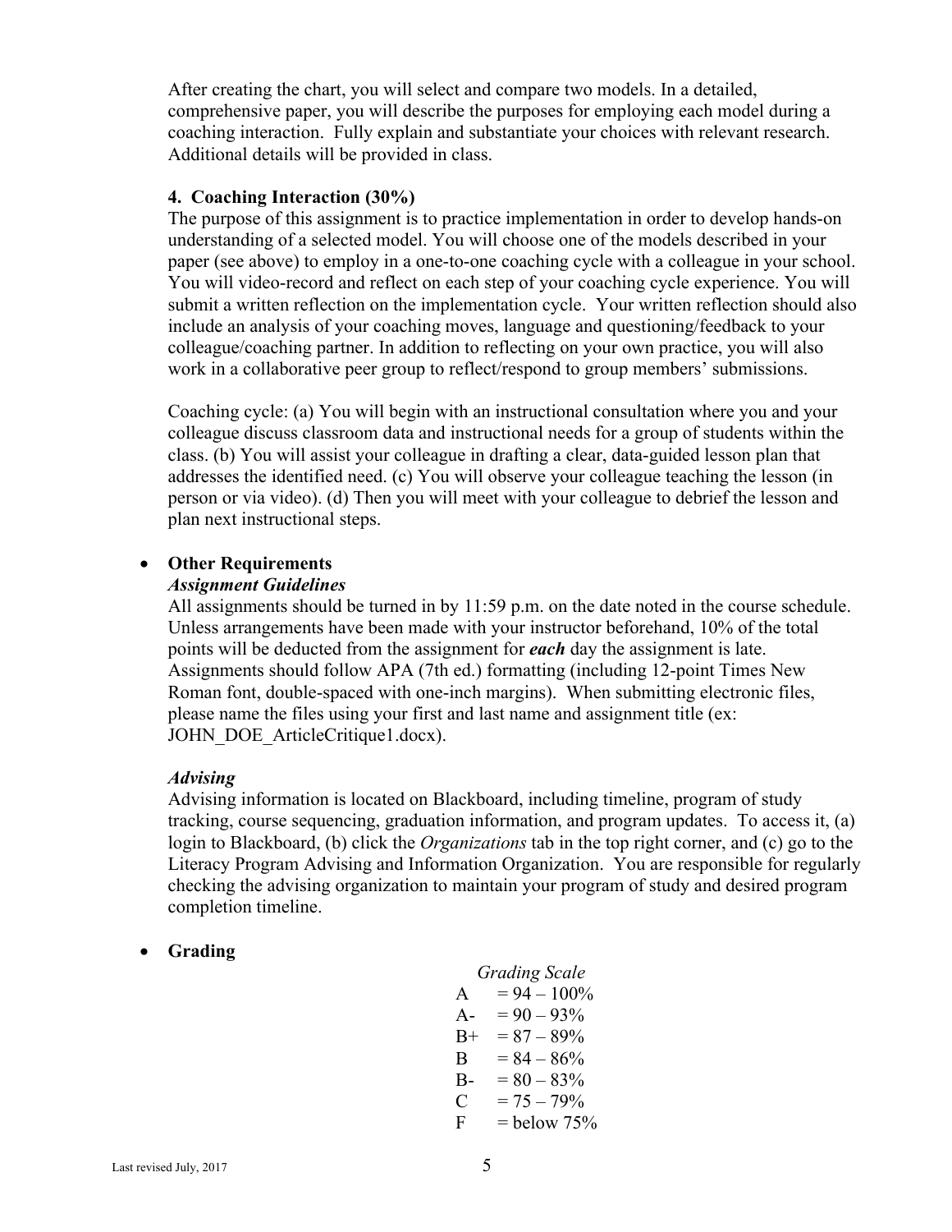After creating the chart, you will select and compare two models. In a detailed, comprehensive paper, you will describe the purposes for employing each model during a coaching interaction. Fully explain and substantiate your choices with relevant research. Additional details will be provided in class.

**4. Coaching Interaction (30%)**

The purpose of this assignment is to practice implementation in order to develop hands-on understanding of a selected model. You will choose one of the models described in your paper (see above) to employ in a one-to-one coaching cycle with a colleague in your school. You will video-record and reflect on each step of your coaching cycle experience. You will submit a written reflection on the implementation cycle. Your written reflection should also include an analysis of your coaching moves, language and questioning/feedback to your colleague/coaching partner. In addition to reflecting on your own practice, you will also work in a collaborative peer group to reflect/respond to group members' submissions.

Coaching cycle: (a) You will begin with an instructional consultation where you and your colleague discuss classroom data and instructional needs for a group of students within the class. (b) You will assist your colleague in drafting a clear, data-guided lesson plan that addresses the identified need. (c) You will observe your colleague teaching the lesson (in person or via video). (d) Then you will meet with your colleague to debrief the lesson and plan next instructional steps.

- **Other Requirements**

  ***Assignment Guidelines***

  All assignments should be turned in by 11:59 p.m. on the date noted in the course schedule. Unless arrangements have been made with your instructor beforehand, 10% of the total points will be deducted from the assignment for ***each*** day the assignment is late. Assignments should follow APA (7th ed.) formatting (including 12-point Times New Roman font, double-spaced with one-inch margins). When submitting electronic files, please name the files using your first and last name and assignment title (ex: JOHN_DOE_ArticleCritique1.docx).

  ***Advising***

  Advising information is located on Blackboard, including timeline, program of study tracking, course sequencing, graduation information, and program updates. To access it, (a) login to Blackboard, (b) click the *Organizations* tab in the top right corner, and (c) go to the Literacy Program Advising and Information Organization. You are responsible for regularly checking the advising organization to maintain your program of study and desired program completion timeline.

- **Grading**

*Grading Scale*

| Grade | Range |
|---|---|
| A | = 94 – 100% |
| A- | = 90 – 93% |
| B+ | = 87 – 89% |
| B | = 84 – 86% |
| B- | = 80 – 83% |
| C | = 75 – 79% |
| F | = below 75% |

Last revised July, 2017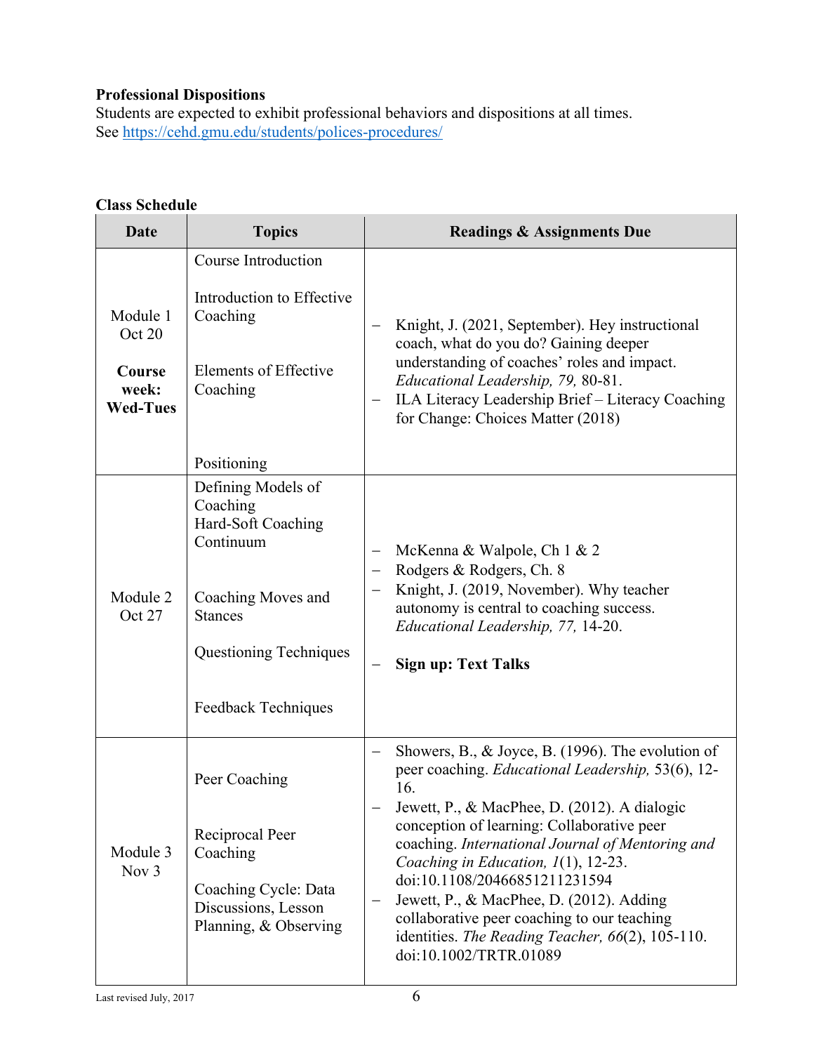**Professional Dispositions**
Students are expected to exhibit professional behaviors and dispositions at all times.
See https://cehd.gmu.edu/students/polices-procedures/

**Class Schedule**

| Date | Topics | Readings & Assignments Due |
|---|---|---|
| Module 1<br>Oct 20<br><br>**Course week: Wed-Tues** | Course Introduction<br><br>Introduction to Effective Coaching<br><br>Elements of Effective Coaching<br><br>Positioning | – Knight, J. (2021, September). Hey instructional coach, what do you do? Gaining deeper understanding of coaches' roles and impact. *Educational Leadership, 79,* 80-81.<br>– ILA Literacy Leadership Brief – Literacy Coaching for Change: Choices Matter (2018) |
| Module 2<br>Oct 27 | Defining Models of Coaching<br>Hard-Soft Coaching Continuum<br><br>Coaching Moves and Stances<br><br>Questioning Techniques<br><br>Feedback Techniques | – McKenna & Walpole, Ch 1 & 2<br>– Rodgers & Rodgers, Ch. 8<br>– Knight, J. (2019, November). Why teacher autonomy is central to coaching success. *Educational Leadership, 77,* 14-20.<br><br>– **Sign up: Text Talks** |
| Module 3<br>Nov 3 | Peer Coaching<br><br>Reciprocal Peer Coaching<br><br>Coaching Cycle: Data Discussions, Lesson Planning, & Observing | – Showers, B., & Joyce, B. (1996). The evolution of peer coaching. *Educational Leadership,* 53(6), 12-16.<br>– Jewett, P., & MacPhee, D. (2012). A dialogic conception of learning: Collaborative peer coaching. *International Journal of Mentoring and Coaching in Education, 1*(1), 12-23. doi:10.1108/20466851211231594<br>– Jewett, P., & MacPhee, D. (2012). Adding collaborative peer coaching to our teaching identities. *The Reading Teacher, 66*(2), 105-110. doi:10.1002/TRTR.01089 |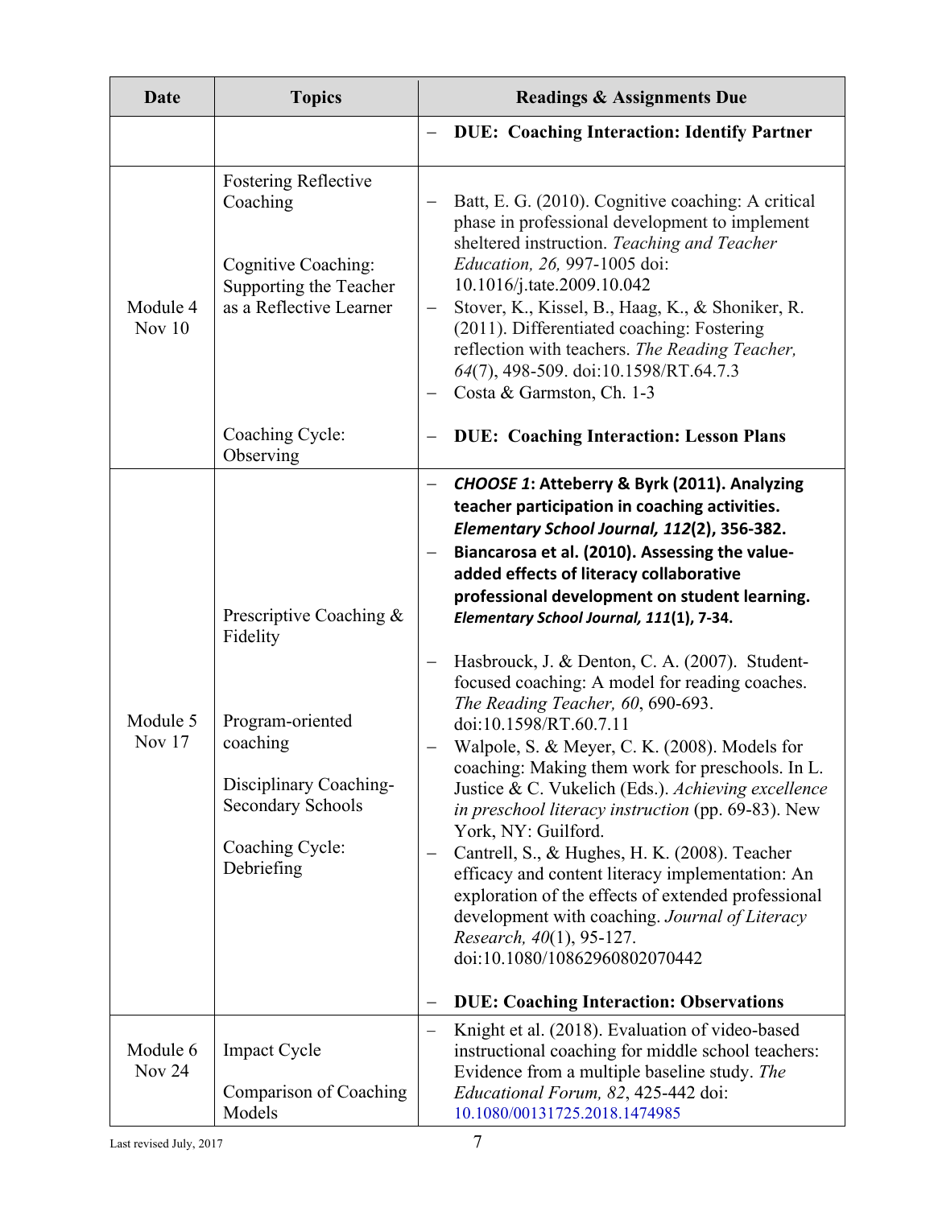| Date | Topics | Readings & Assignments Due |
|---|---|---|
| | | – **DUE: Coaching Interaction: Identify Partner** |
| Module 4<br>Nov 10 | Fostering Reflective Coaching<br><br>Cognitive Coaching: Supporting the Teacher as a Reflective Learner<br><br>Coaching Cycle: Observing | – Batt, E. G. (2010). Cognitive coaching: A critical phase in professional development to implement sheltered instruction. *Teaching and Teacher Education, 26,* 997-1005 doi: 10.1016/j.tate.2009.10.042<br>– Stover, K., Kissel, B., Haag, K., & Shoniker, R. (2011). Differentiated coaching: Fostering reflection with teachers. *The Reading Teacher, 64*(7), 498-509. doi:10.1598/RT.64.7.3<br>– Costa & Garmston, Ch. 1-3<br><br>– **DUE: Coaching Interaction: Lesson Plans** |
| Module 5<br>Nov 17 | Prescriptive Coaching & Fidelity<br><br>Program-oriented coaching<br><br>Disciplinary Coaching-Secondary Schools<br><br>Coaching Cycle: Debriefing | – ***CHOOSE 1*: Atteberry & Byrk (2011). Analyzing teacher participation in coaching activities. *Elementary School Journal, 112*(2), 356-382.**<br>– **Biancarosa et al. (2010). Assessing the value-added effects of literacy collaborative professional development on student learning. *Elementary School Journal, 111*(1), 7-34.**<br><br>– Hasbrouck, J. & Denton, C. A. (2007). Student-focused coaching: A model for reading coaches. *The Reading Teacher, 60*, 690-693. doi:10.1598/RT.60.7.11<br>– Walpole, S. & Meyer, C. K. (2008). Models for coaching: Making them work for preschools. In L. Justice & C. Vukelich (Eds.). *Achieving excellence in preschool literacy instruction* (pp. 69-83). New York, NY: Guilford.<br>– Cantrell, S., & Hughes, H. K. (2008). Teacher efficacy and content literacy implementation: An exploration of the effects of extended professional development with coaching. *Journal of Literacy Research, 40*(1), 95-127. doi:10.1080/10862960802070442<br><br>– **DUE: Coaching Interaction: Observations** |
| Module 6<br>Nov 24 | Impact Cycle<br><br>Comparison of Coaching Models | – Knight et al. (2018). Evaluation of video-based instructional coaching for middle school teachers: Evidence from a multiple baseline study. *The Educational Forum, 82*, 425-442 doi: 10.1080/00131725.2018.1474985 |

Last revised July, 2017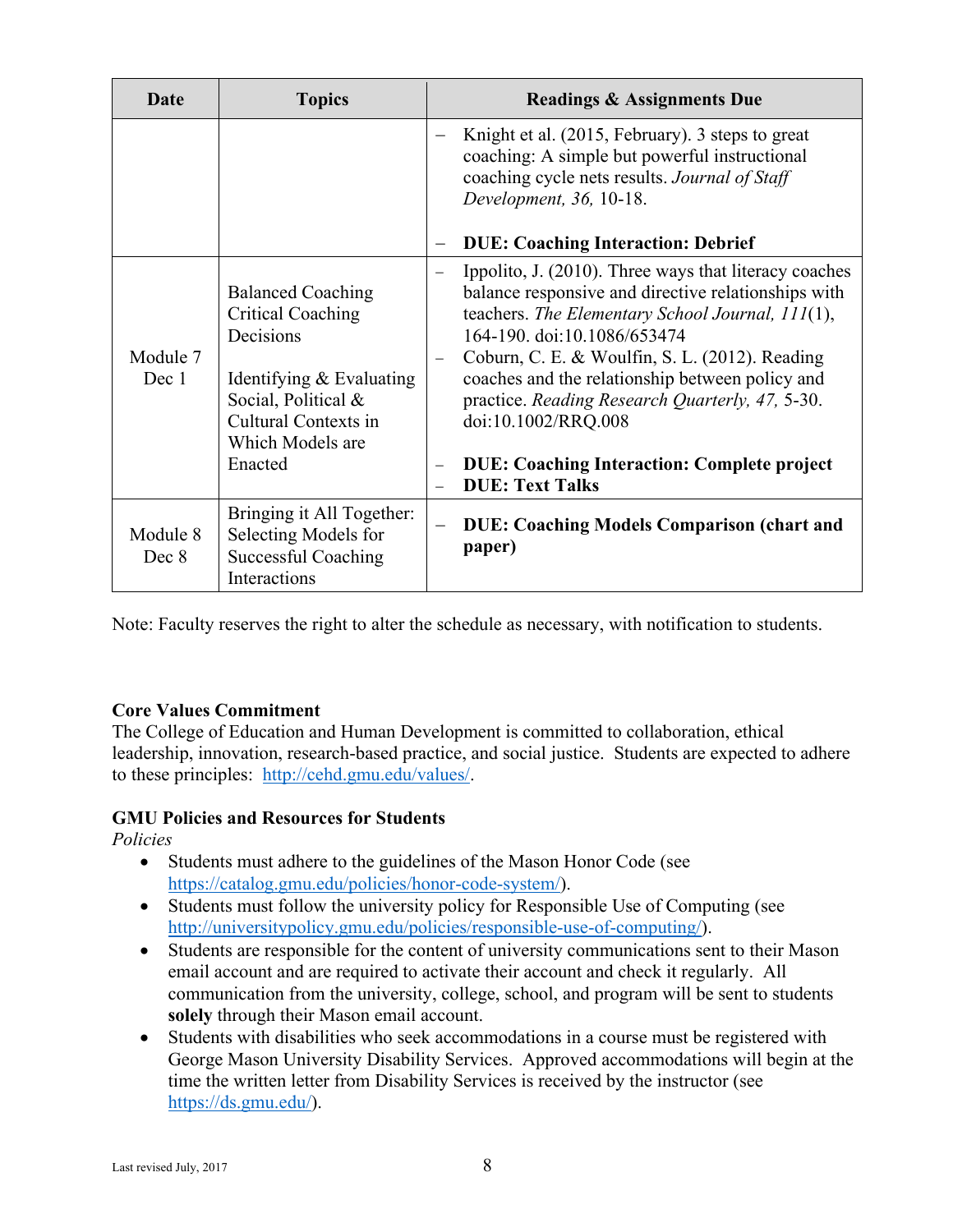| Date | Topics | Readings & Assignments Due |
|---|---|---|
| | | – Knight et al. (2015, February). 3 steps to great coaching: A simple but powerful instructional coaching cycle nets results. *Journal of Staff Development, 36,* 10-18.<br><br>– **DUE: Coaching Interaction: Debrief** |
| Module 7<br>Dec 1 | Balanced Coaching<br>Critical Coaching Decisions<br><br>Identifying & Evaluating Social, Political & Cultural Contexts in Which Models are Enacted | – Ippolito, J. (2010). Three ways that literacy coaches balance responsive and directive relationships with teachers. *The Elementary School Journal, 111*(1), 164-190. doi:10.1086/653474<br>– Coburn, C. E. & Woulfin, S. L. (2012). Reading coaches and the relationship between policy and practice. *Reading Research Quarterly, 47,* 5-30. doi:10.1002/RRQ.008<br><br>– **DUE: Coaching Interaction: Complete project**<br>– **DUE: Text Talks** |
| Module 8<br>Dec 8 | Bringing it All Together: Selecting Models for Successful Coaching Interactions | – **DUE: Coaching Models Comparison (chart and paper)** |

Note: Faculty reserves the right to alter the schedule as necessary, with notification to students.

**Core Values Commitment**
The College of Education and Human Development is committed to collaboration, ethical leadership, innovation, research-based practice, and social justice. Students are expected to adhere to these principles: http://cehd.gmu.edu/values/.

**GMU Policies and Resources for Students**
*Policies*

- Students must adhere to the guidelines of the Mason Honor Code (see https://catalog.gmu.edu/policies/honor-code-system/).
- Students must follow the university policy for Responsible Use of Computing (see http://universitypolicy.gmu.edu/policies/responsible-use-of-computing/).
- Students are responsible for the content of university communications sent to their Mason email account and are required to activate their account and check it regularly. All communication from the university, college, school, and program will be sent to students **solely** through their Mason email account.
- Students with disabilities who seek accommodations in a course must be registered with George Mason University Disability Services. Approved accommodations will begin at the time the written letter from Disability Services is received by the instructor (see https://ds.gmu.edu/).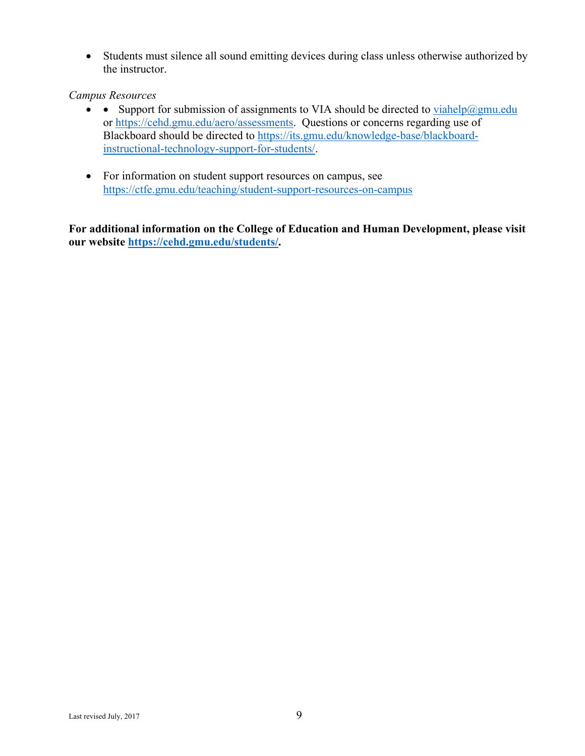- Students must silence all sound emitting devices during class unless otherwise authorized by the instructor.

*Campus Resources*

- • Support for submission of assignments to VIA should be directed to viahelp@gmu.edu or https://cehd.gmu.edu/aero/assessments. Questions or concerns regarding use of Blackboard should be directed to https://its.gmu.edu/knowledge-base/blackboard-instructional-technology-support-for-students/.

- For information on student support resources on campus, see https://ctfe.gmu.edu/teaching/student-support-resources-on-campus

**For additional information on the College of Education and Human Development, please visit our website https://cehd.gmu.edu/students/.**

Last revised July, 2017